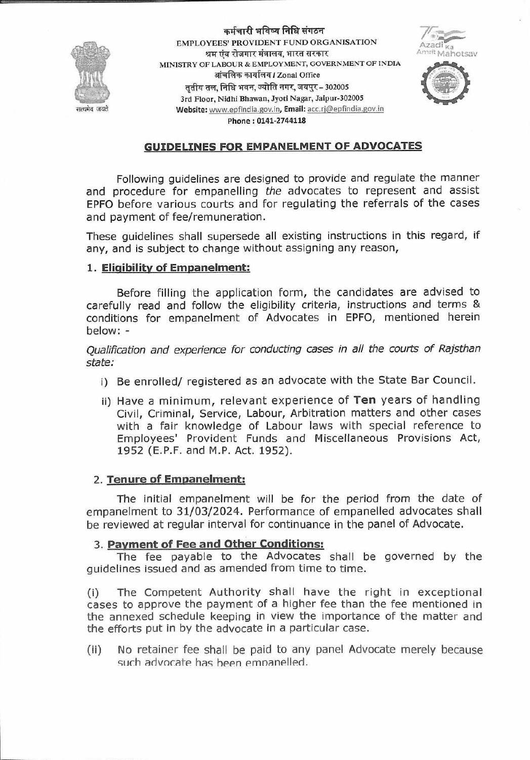कर्मचारी भविष्य निधि संगठन
EMPLOYEES' PROVIDENT FUND ORGANISATION
श्रम एवं रोजगार मंत्रालय, भारत सरकार
MINISTRY OF LABOUR & EMPLOYMENT, GOVERNMENT OF INDIA
आंचलिक कार्यालय / Zonal Office
तृतीय तल, निधि भवन, ज्योति नगर, जयपुर – 302005
3rd Floor, Nidhi Bhawan, Jyoti Nagar, Jaipur-302005
Website: www.epfindia.gov.in, Email: acc.rj@epfindia.gov.in
Phone : 0141-2744118

## GUIDELINES FOR EMPANELMENT OF ADVOCATES

Following guidelines are designed to provide and regulate the manner and procedure for empanelling *the* advocates to represent and assist EPFO before various courts and for regulating the referrals of the cases and payment of fee/remuneration.

These guidelines shall supersede all existing instructions in this regard, if any, and is subject to change without assigning any reason,

### 1. Eligibility of Empanelment:

Before filling the application form, the candidates are advised to carefully read and follow the eligibility criteria, instructions and terms & conditions for empanelment of Advocates in EPFO, mentioned herein below: -

*Qualification and experience for conducting cases in all the courts of Rajsthan state:*

i) Be enrolled/ registered as an advocate with the State Bar Council.

ii) Have a minimum, relevant experience of **Ten** years of handling Civil, Criminal, Service, Labour, Arbitration matters and other cases with a fair knowledge of Labour laws with special reference to Employees' Provident Funds and Miscellaneous Provisions Act, 1952 (E.P.F. and M.P. Act. 1952).

### 2. Tenure of Empanelment:

The initial empanelment will be for the period from the date of empanelment to 31/03/2024. Performance of empanelled advocates shall be reviewed at regular interval for continuance in the panel of Advocate.

### 3. Payment of Fee and Other Conditions:

The fee payable to the Advocates shall be governed by the guidelines issued and as amended from time to time.

(i) The Competent Authority shall have the right in exceptional cases to approve the payment of a higher fee than the fee mentioned in the annexed schedule keeping in view the importance of the matter and the efforts put in by the advocate in a particular case.

(ii) No retainer fee shall be paid to any panel Advocate merely because such advocate has been empanelled.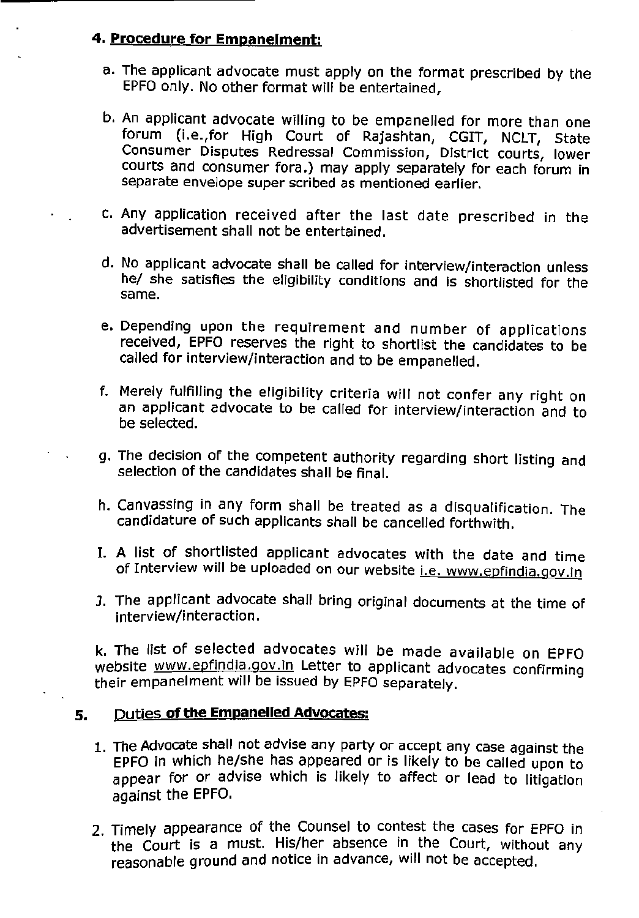## 4. Procedure for Empanelment:

a. The applicant advocate must apply on the format prescribed by the EPFO only. No other format will be entertained,

b. An applicant advocate willing to be empanelled for more than one forum (i.e.,for High Court of Rajashtan, CGIT, NCLT, State Consumer Disputes Redressal Commission, District courts, lower courts and consumer fora.) may apply separately for each forum in separate envelope super scribed as mentioned earlier.

c. Any application received after the last date prescribed in the advertisement shall not be entertained.

d. No applicant advocate shall be called for interview/interaction unless he/ she satisfies the eligibility conditions and is shortlisted for the same.

e. Depending upon the requirement and number of applications received, EPFO reserves the right to shortlist the candidates to be called for interview/interaction and to be empanelled.

f. Merely fulfilling the eligibility criteria will not confer any right on an applicant advocate to be called for interview/interaction and to be selected.

g. The decision of the competent authority regarding short listing and selection of the candidates shall be final.

h. Canvassing in any form shall be treated as a disqualification. The candidature of such applicants shall be cancelled forthwith.

I. A list of shortlisted applicant advocates with the date and time of Interview will be uploaded on our website i.e. www.epfindia.gov.in

J. The applicant advocate shall bring original documents at the time of interview/interaction.

k. The list of selected advocates will be made available on EPFO website www.epfindia.gov.in Letter to applicant advocates confirming their empanelment will be issued by EPFO separately.

## 5. Duties of the Empanelled Advocates:

1. The Advocate shall not advise any party or accept any case against the EPFO in which he/she has appeared or is likely to be called upon to appear for or advise which is likely to affect or lead to litigation against the EPFO.

2. Timely appearance of the Counsel to contest the cases for EPFO in the Court is a must. His/her absence in the Court, without any reasonable ground and notice in advance, will not be accepted.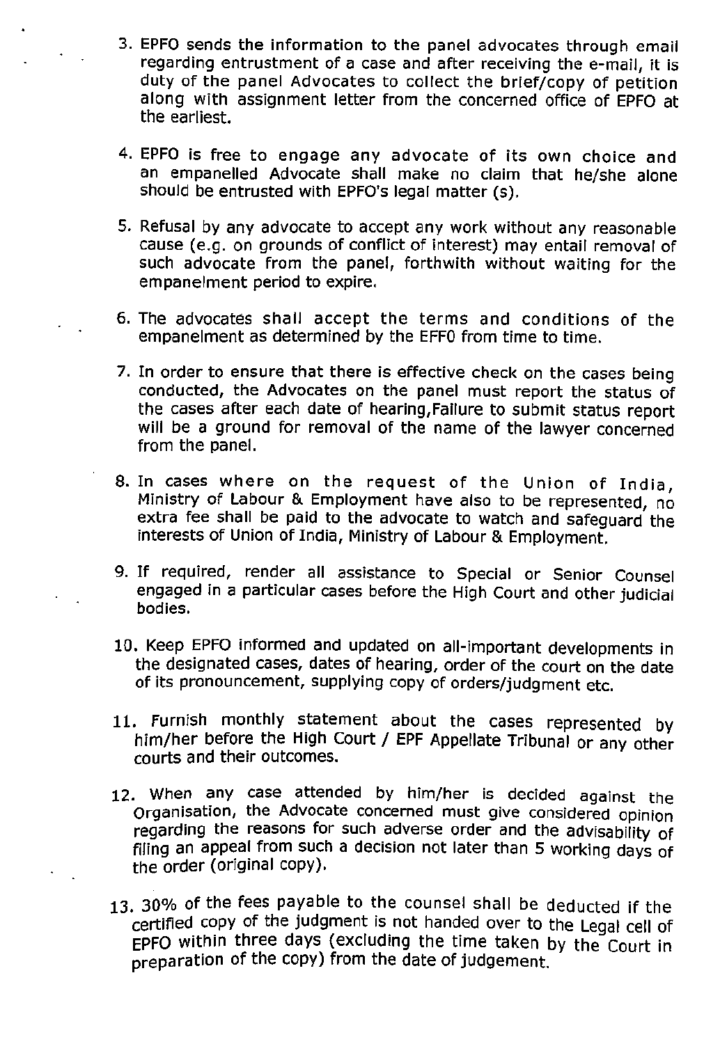3. EPFO sends the information to the panel advocates through email regarding entrustment of a case and after receiving the e-mail, it is duty of the panel Advocates to collect the brief/copy of petition along with assignment letter from the concerned office of EPFO at the earliest.

4. EPFO is free to engage any advocate of its own choice and an empanelled Advocate shall make no claim that he/she alone should be entrusted with EPFO's legal matter (s).

5. Refusal by any advocate to accept any work without any reasonable cause (e.g. on grounds of conflict of interest) may entail removal of such advocate from the panel, forthwith without waiting for the empanelment period to expire.

6. The advocates shall accept the terms and conditions of the empanelment as determined by the EFFO from time to time.

7. In order to ensure that there is effective check on the cases being conducted, the Advocates on the panel must report the status of the cases after each date of hearing,Failure to submit status report will be a ground for removal of the name of the lawyer concerned from the panel.

8. In cases where on the request of the Union of India, Ministry of Labour & Employment have also to be represented, no extra fee shall be paid to the advocate to watch and safeguard the interests of Union of India, Ministry of Labour & Employment.

9. If required, render all assistance to Special or Senior Counsel engaged in a particular cases before the High Court and other judicial bodies.

10. Keep EPFO informed and updated on all-important developments in the designated cases, dates of hearing, order of the court on the date of its pronouncement, supplying copy of orders/judgment etc.

11. Furnish monthly statement about the cases represented by him/her before the High Court / EPF Appellate Tribunal or any other courts and their outcomes.

12. When any case attended by him/her is decided against the Organisation, the Advocate concerned must give considered opinion regarding the reasons for such adverse order and the advisability of filing an appeal from such a decision not later than 5 working days of the order (original copy).

13. 30% of the fees payable to the counsel shall be deducted if the certified copy of the judgment is not handed over to the Legal cell of EPFO within three days (excluding the time taken by the Court in preparation of the copy) from the date of judgement.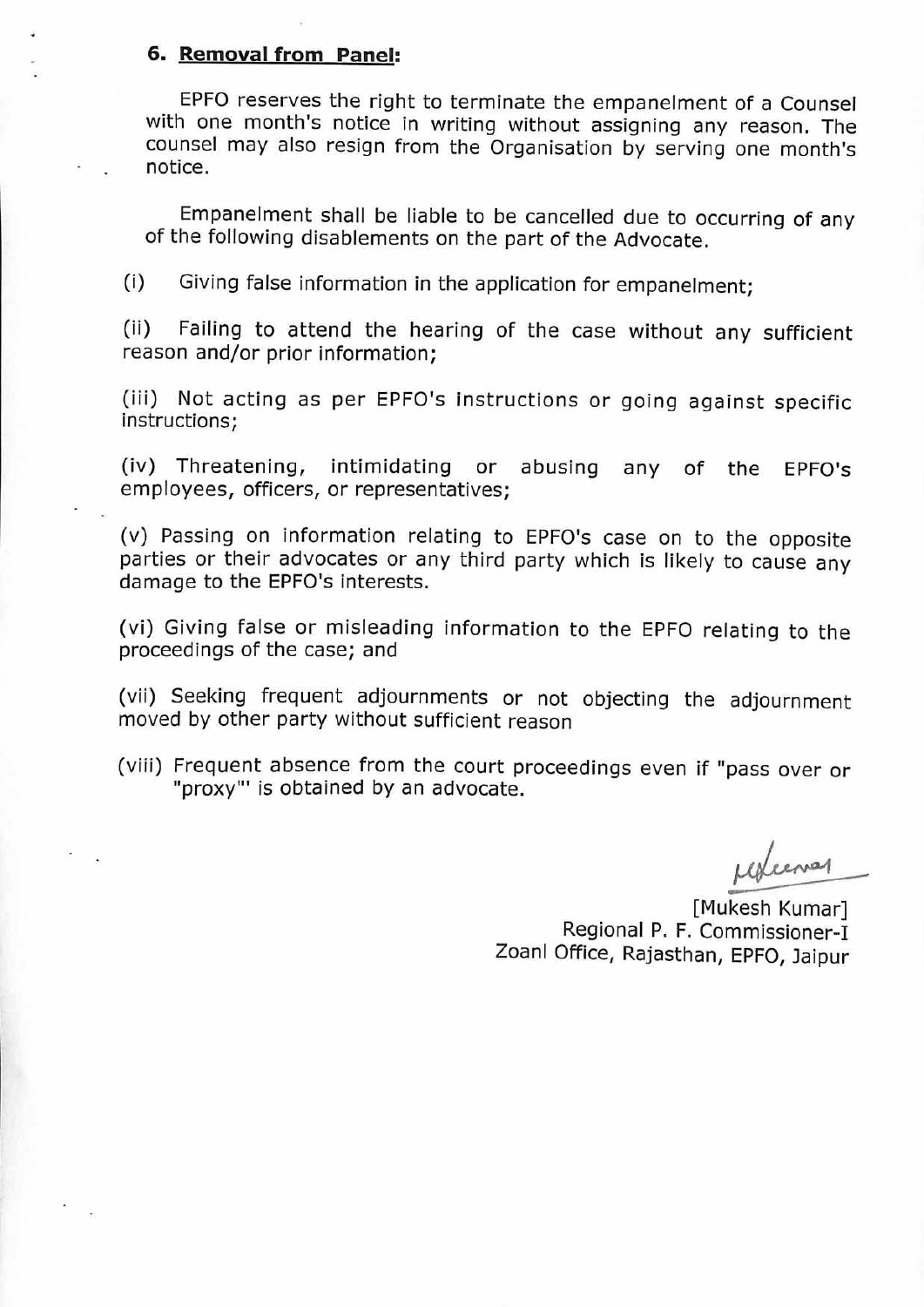### 6. <u>Removal from Panel:</u>

EPFO reserves the right to terminate the empanelment of a Counsel with one month's notice in writing without assigning any reason. The counsel may also resign from the Organisation by serving one month's notice.

Empanelment shall be liable to be cancelled due to occurring of any of the following disablements on the part of the Advocate.

(i) Giving false information in the application for empanelment;

(ii) Failing to attend the hearing of the case without any sufficient reason and/or prior information;

(iii) Not acting as per EPFO's instructions or going against specific instructions;

(iv) Threatening, intimidating or abusing any of the EPFO's employees, officers, or representatives;

(v) Passing on information relating to EPFO's case on to the opposite parties or their advocates or any third party which is likely to cause any damage to the EPFO's interests.

(vi) Giving false or misleading information to the EPFO relating to the proceedings of the case; and

(vii) Seeking frequent adjournments or not objecting the adjournment moved by other party without sufficient reason

(viii) Frequent absence from the court proceedings even if "pass over or "proxy"' is obtained by an advocate.

[Mukesh Kumar]
Regional P. F. Commissioner-I
Zoanl Office, Rajasthan, EPFO, Jaipur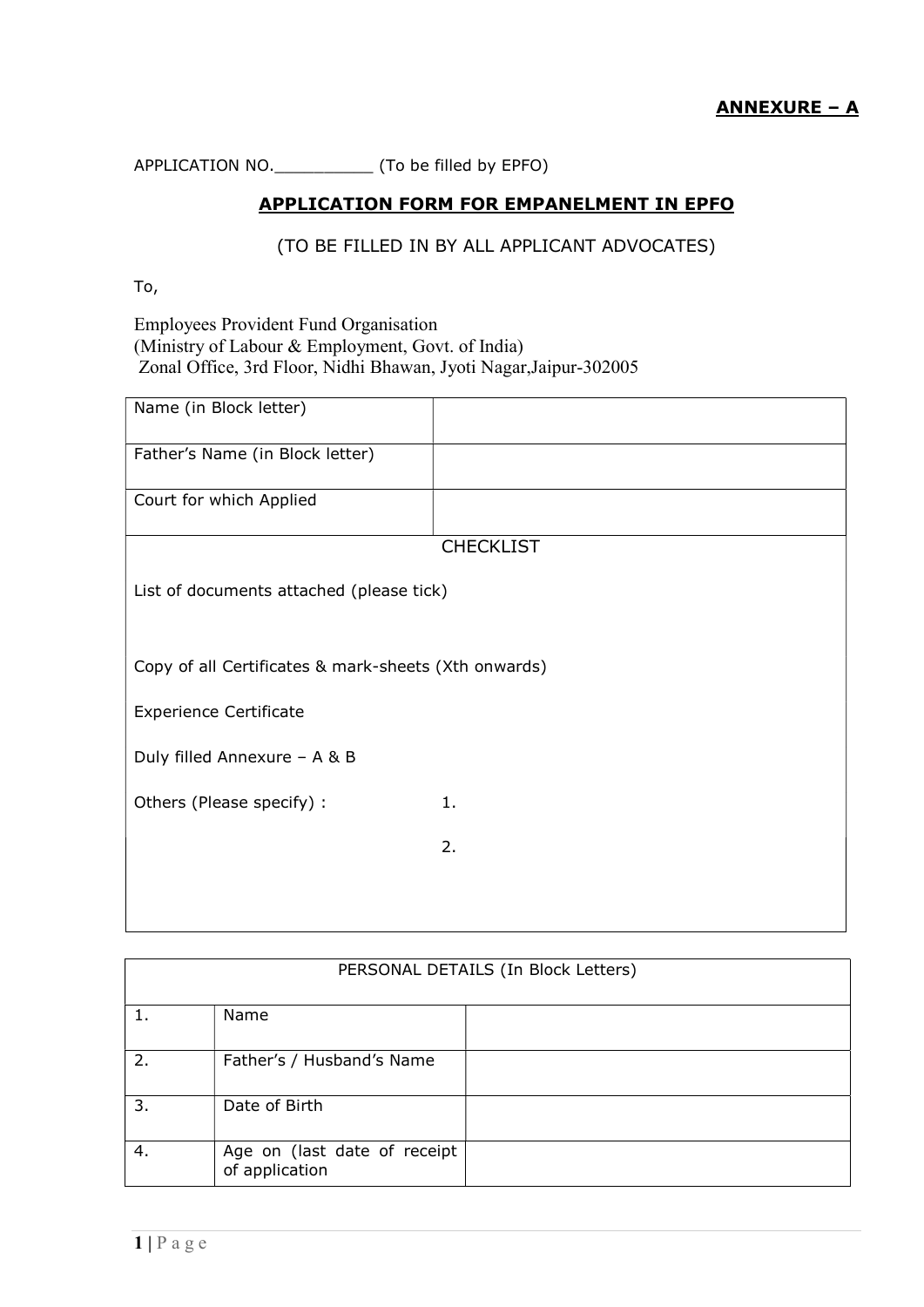**ANNEXURE – A**

APPLICATION NO.__________ (To be filled by EPFO)

## APPLICATION FORM FOR EMPANELMENT IN EPFO

(TO BE FILLED IN BY ALL APPLICANT ADVOCATES)

To,

Employees Provident Fund Organisation
(Ministry of Labour & Employment, Govt. of India)
Zonal Office, 3rd Floor, Nidhi Bhawan, Jyoti Nagar,Jaipur-302005

| Name (in Block letter) | |
|---|---|
| Father's Name (in Block letter) | |
| Court for which Applied | |

**CHECKLIST**

List of documents attached (please tick)

Copy of all Certificates & mark-sheets (Xth onwards)

Experience Certificate

Duly filled Annexure – A & B

Others (Please specify) : 1.

2.

| PERSONAL DETAILS (In Block Letters) | | |
|---|---|---|
| 1. | Name | |
| 2. | Father's / Husband's Name | |
| 3. | Date of Birth | |
| 4. | Age on (last date of receipt of application | |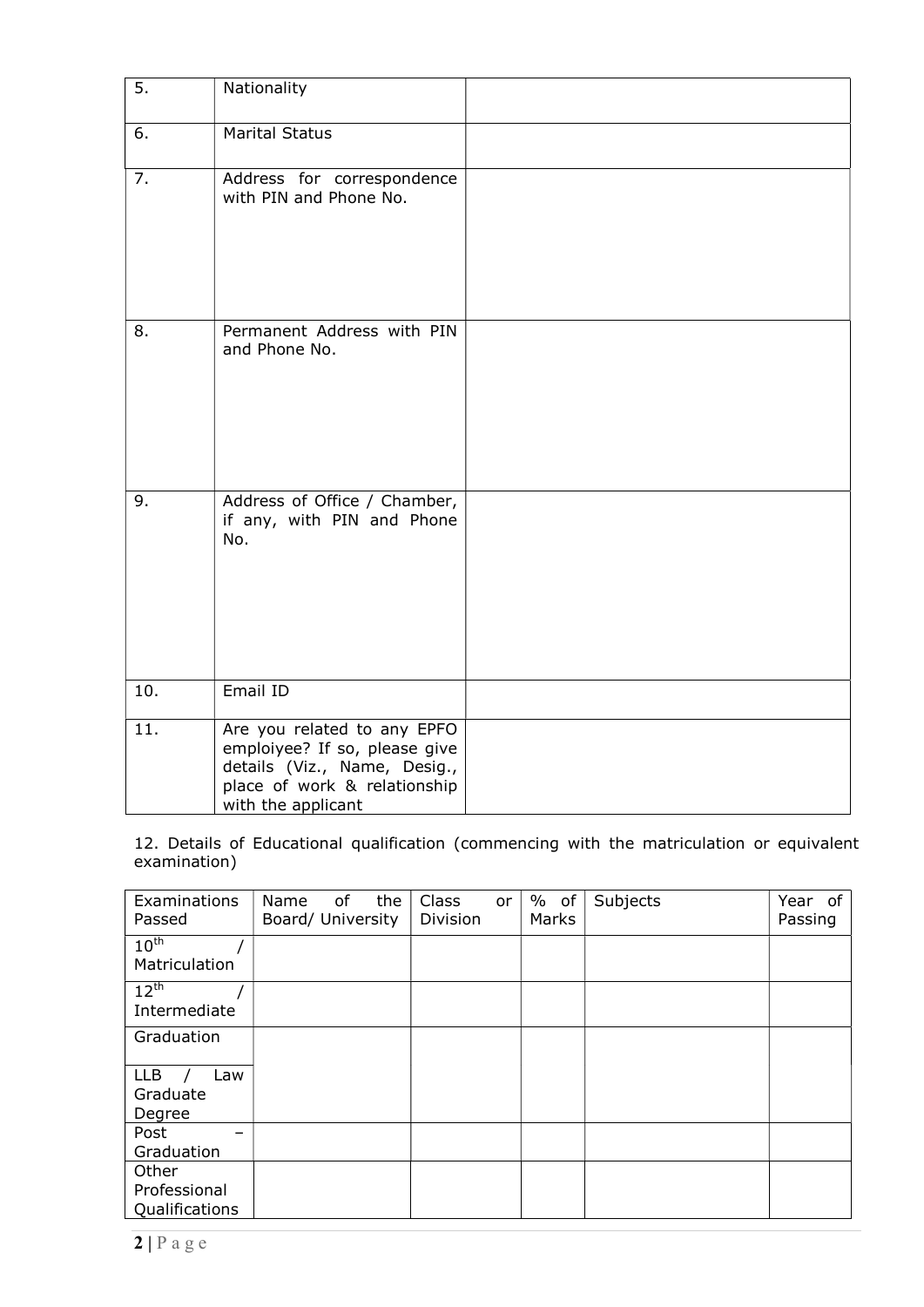| 5. | Nationality | |
|---|---|---|
| 6. | Marital Status | |
| 7. | Address for correspondence with PIN and Phone No. | |
| 8. | Permanent Address with PIN and Phone No. | |
| 9. | Address of Office / Chamber, if any, with PIN and Phone No. | |
| 10. | Email ID | |
| 11. | Are you related to any EPFO emploiyee? If so, please give details (Viz., Name, Desig., place of work & relationship with the applicant | |

12. Details of Educational qualification (commencing with the matriculation or equivalent examination)

| Examinations Passed | Name of the Board/ University | Class or Division | % of Marks | Subjects | Year of Passing |
|---|---|---|---|---|---|
| 10th / Matriculation | | | | | |
| 12th / Intermediate | | | | | |
| Graduation<br>LLB / Law Graduate Degree | | | | | |
| Post – Graduation | | | | | |
| Other Professional Qualifications | | | | | |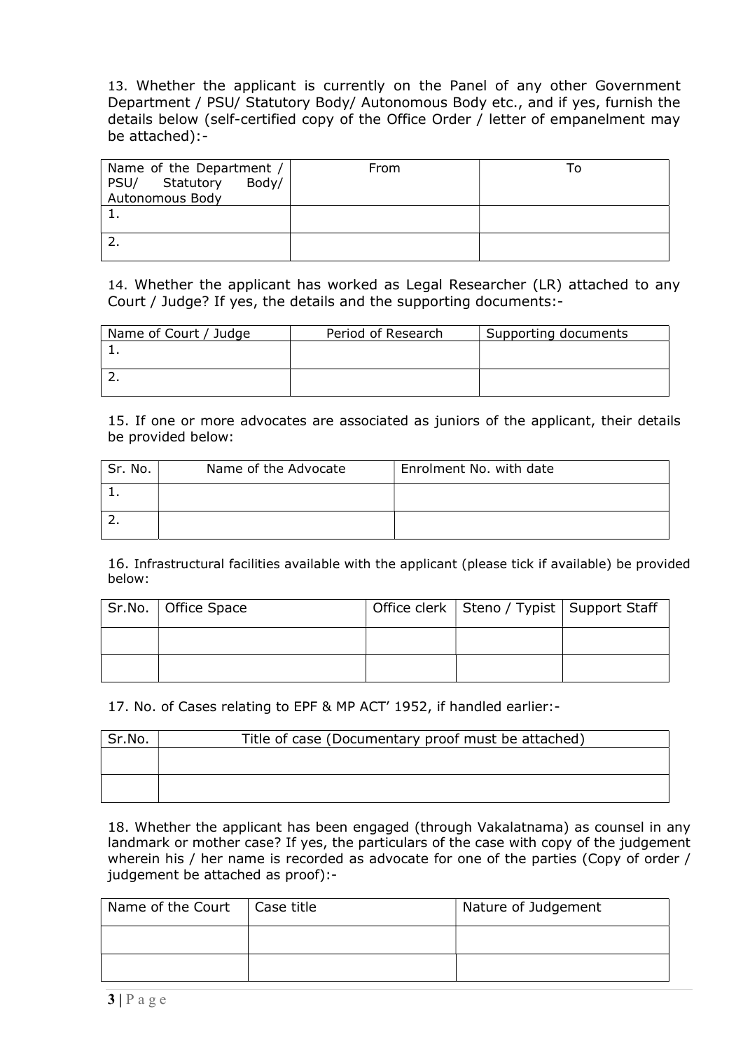13. Whether the applicant is currently on the Panel of any other Government Department / PSU/ Statutory Body/ Autonomous Body etc., and if yes, furnish the details below (self-certified copy of the Office Order / letter of empanelment may be attached):-

| Name of the Department / PSU/ Statutory Body/ Autonomous Body | From | To |
|---|---|---|
| 1. | | |
| 2. | | |

14. Whether the applicant has worked as Legal Researcher (LR) attached to any Court / Judge? If yes, the details and the supporting documents:-

| Name of Court / Judge | Period of Research | Supporting documents |
|---|---|---|
| 1. | | |
| 2. | | |

15. If one or more advocates are associated as juniors of the applicant, their details be provided below:

| Sr. No. | Name of the Advocate | Enrolment No. with date |
|---|---|---|
| 1. | | |
| 2. | | |

16. Infrastructural facilities available with the applicant (please tick if available) be provided below:

| Sr.No. | Office Space | Office clerk | Steno / Typist | Support Staff |
|---|---|---|---|---|
| | | | | |
| | | | | |

17. No. of Cases relating to EPF & MP ACT' 1952, if handled earlier:-

| Sr.No. | Title of case (Documentary proof must be attached) |
|---|---|
| | |
| | |

18. Whether the applicant has been engaged (through Vakalatnama) as counsel in any landmark or mother case? If yes, the particulars of the case with copy of the judgement wherein his / her name is recorded as advocate for one of the parties (Copy of order / judgement be attached as proof):-

| Name of the Court | Case title | Nature of Judgement |
|---|---|---|
| | | |
| | | |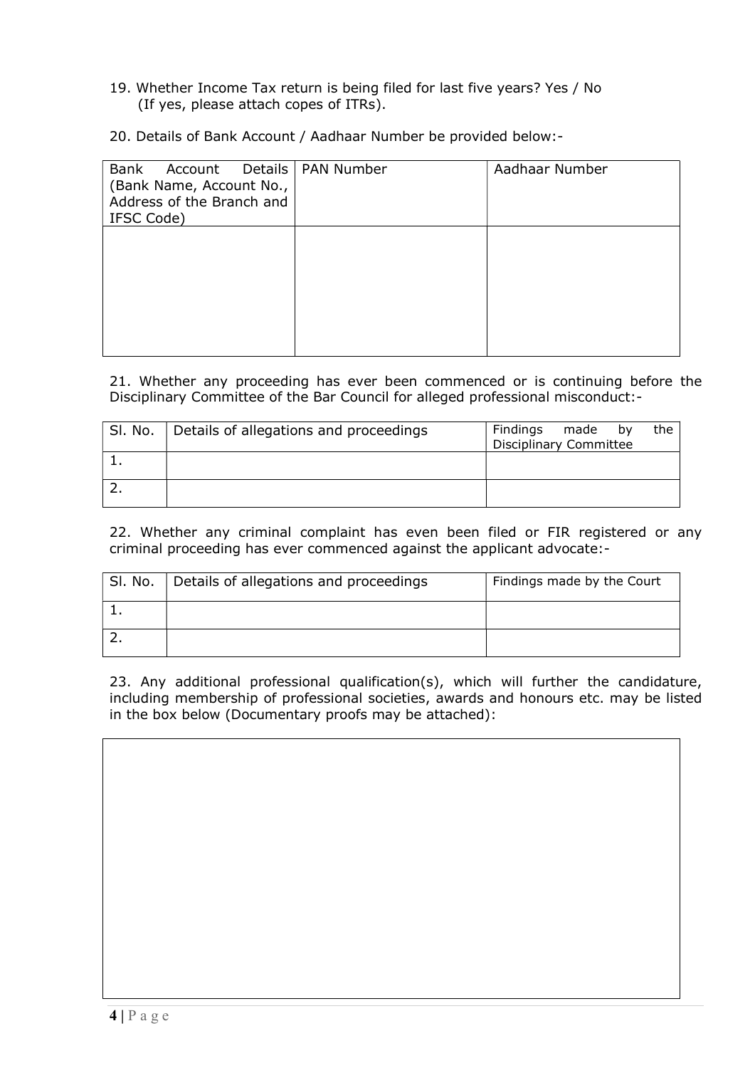19. Whether Income Tax return is being filed for last five years? Yes / No
    (If yes, please attach copes of ITRs).

20. Details of Bank Account / Aadhaar Number be provided below:-

| Bank Account Details (Bank Name, Account No., Address of the Branch and IFSC Code) | PAN Number | Aadhaar Number |
|---|---|---|
| | | |

21. Whether any proceeding has ever been commenced or is continuing before the Disciplinary Committee of the Bar Council for alleged professional misconduct:-

| Sl. No. | Details of allegations and proceedings | Findings made by the Disciplinary Committee |
|---|---|---|
| 1. | | |
| 2. | | |

22. Whether any criminal complaint has even been filed or FIR registered or any criminal proceeding has ever commenced against the applicant advocate:-

| Sl. No. | Details of allegations and proceedings | Findings made by the Court |
|---|---|---|
| 1. | | |
| 2. | | |

23. Any additional professional qualification(s), which will further the candidature, including membership of professional societies, awards and honours etc. may be listed in the box below (Documentary proofs may be attached):

| |
|---|
| |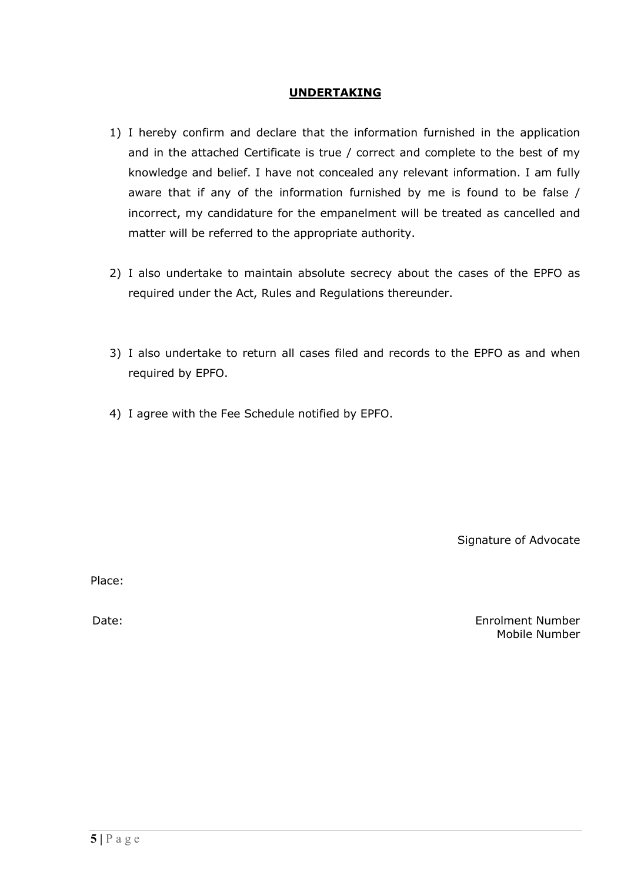## UNDERTAKING

1) I hereby confirm and declare that the information furnished in the application and in the attached Certificate is true / correct and complete to the best of my knowledge and belief. I have not concealed any relevant information. I am fully aware that if any of the information furnished by me is found to be false / incorrect, my candidature for the empanelment will be treated as cancelled and matter will be referred to the appropriate authority.

2) I also undertake to maintain absolute secrecy about the cases of the EPFO as required under the Act, Rules and Regulations thereunder.

3) I also undertake to return all cases filed and records to the EPFO as and when required by EPFO.

4) I agree with the Fee Schedule notified by EPFO.

Signature of Advocate

Place:

Date:

Enrolment Number
Mobile Number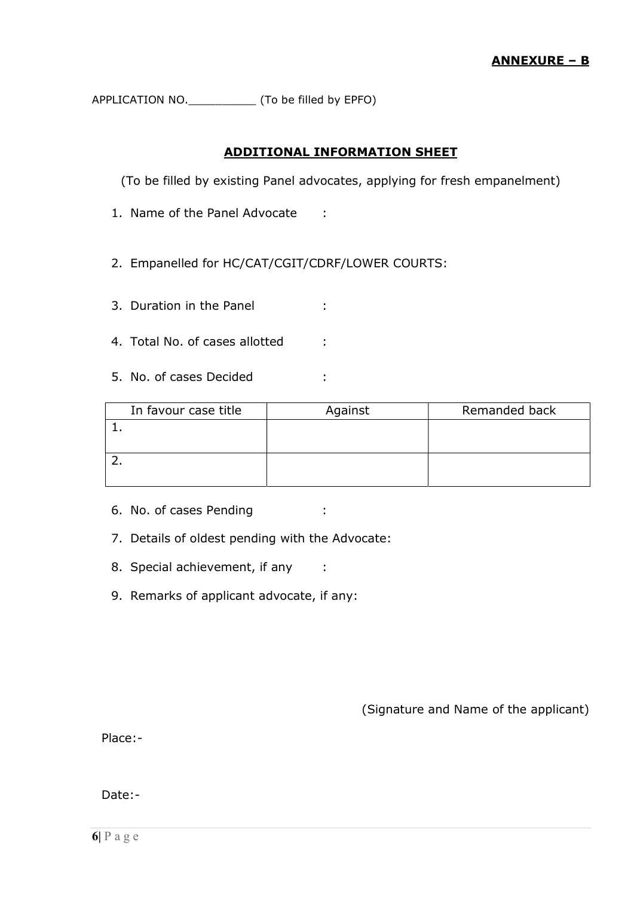**ANNEXURE – B**

APPLICATION NO.__________ (To be filled by EPFO)

## ADDITIONAL INFORMATION SHEET

(To be filled by existing Panel advocates, applying for fresh empanelment)

1. Name of the Panel Advocate :
2. Empanelled for HC/CAT/CGIT/CDRF/LOWER COURTS:
3. Duration in the Panel :
4. Total No. of cases allotted :
5. No. of cases Decided :

| In favour case title | Against | Remanded back |
|---|---|---|
| 1. | | |
| 2. | | |

6. No. of cases Pending :
7. Details of oldest pending with the Advocate:
8. Special achievement, if any :
9. Remarks of applicant advocate, if any:

(Signature and Name of the applicant)

Place:-

Date:-